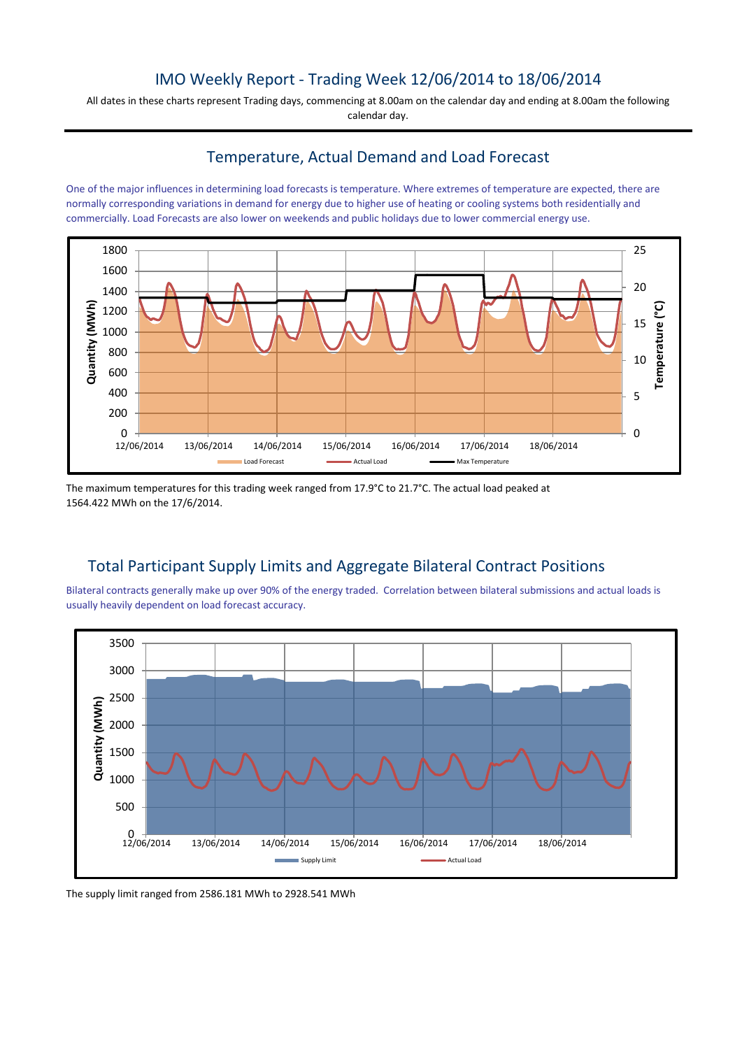# IMO Weekly Report - Trading Week 12/06/2014 to 18/06/2014

All dates in these charts represent Trading days, commencing at 8.00am on the calendar day and ending at 8.00am the following calendar day.

## Temperature, Actual Demand and Load Forecast

One of the major influences in determining load forecasts is temperature. Where extremes of temperature are expected, there are normally corresponding variations in demand for energy due to higher use of heating or cooling systems both residentially and commercially. Load Forecasts are also lower on weekends and public holidays due to lower commercial energy use.

The maximum temperatures for this trading week ranged from 17.9°C to 21.7°C. The actual load peaked at 1564.422 MWh on the 17/6/2014.

## Total Participant Supply Limits and Aggregate Bilateral Contract Positions

Bilateral contracts generally make up over 90% of the energy traded. Correlation between bilateral submissions and actual loads is usually heavily dependent on load forecast accuracy.

The supply limit ranged from 2586.181 MWh to 2928.541 MWh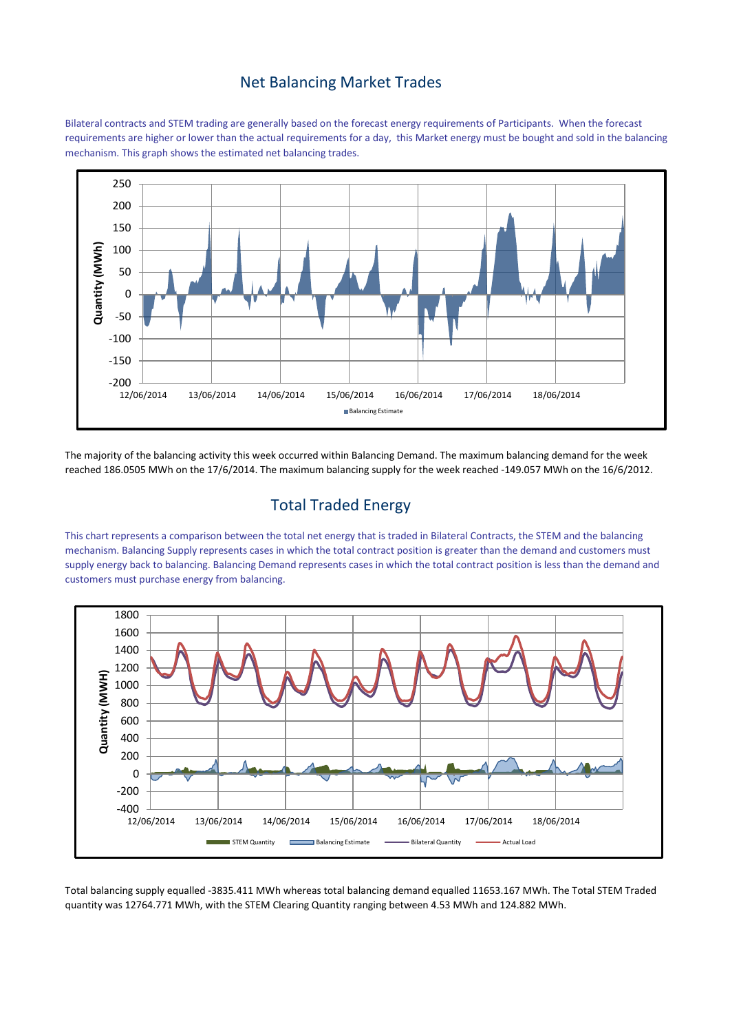## Net Balancing Market Trades

Bilateral contracts and STEM trading are generally based on the forecast energy requirements of Participants. When the forecast requirements are higher or lower than the actual requirements for a day, this Market energy must be bought and sold in the balancing mechanism. This graph shows the estimated net balancing trades.

The majority of the balancing activity this week occurred within Balancing Demand. The maximum balancing demand for the week reached 186.0505 MWh on the 17/6/2014. The maximum balancing supply for the week reached -149.057 MWh on the 16/6/2012.

## Total Traded Energy

This chart represents a comparison between the total net energy that is traded in Bilateral Contracts, the STEM and the balancing mechanism. Balancing Supply represents cases in which the total contract position is greater than the demand and customers must supply energy back to balancing. Balancing Demand represents cases in which the total contract position is less than the demand and customers must purchase energy from balancing.

Total balancing supply equalled -3835.411 MWh whereas total balancing demand equalled 11653.167 MWh. The Total STEM Traded quantity was 12764.771 MWh, with the STEM Clearing Quantity ranging between 4.53 MWh and 124.882 MWh.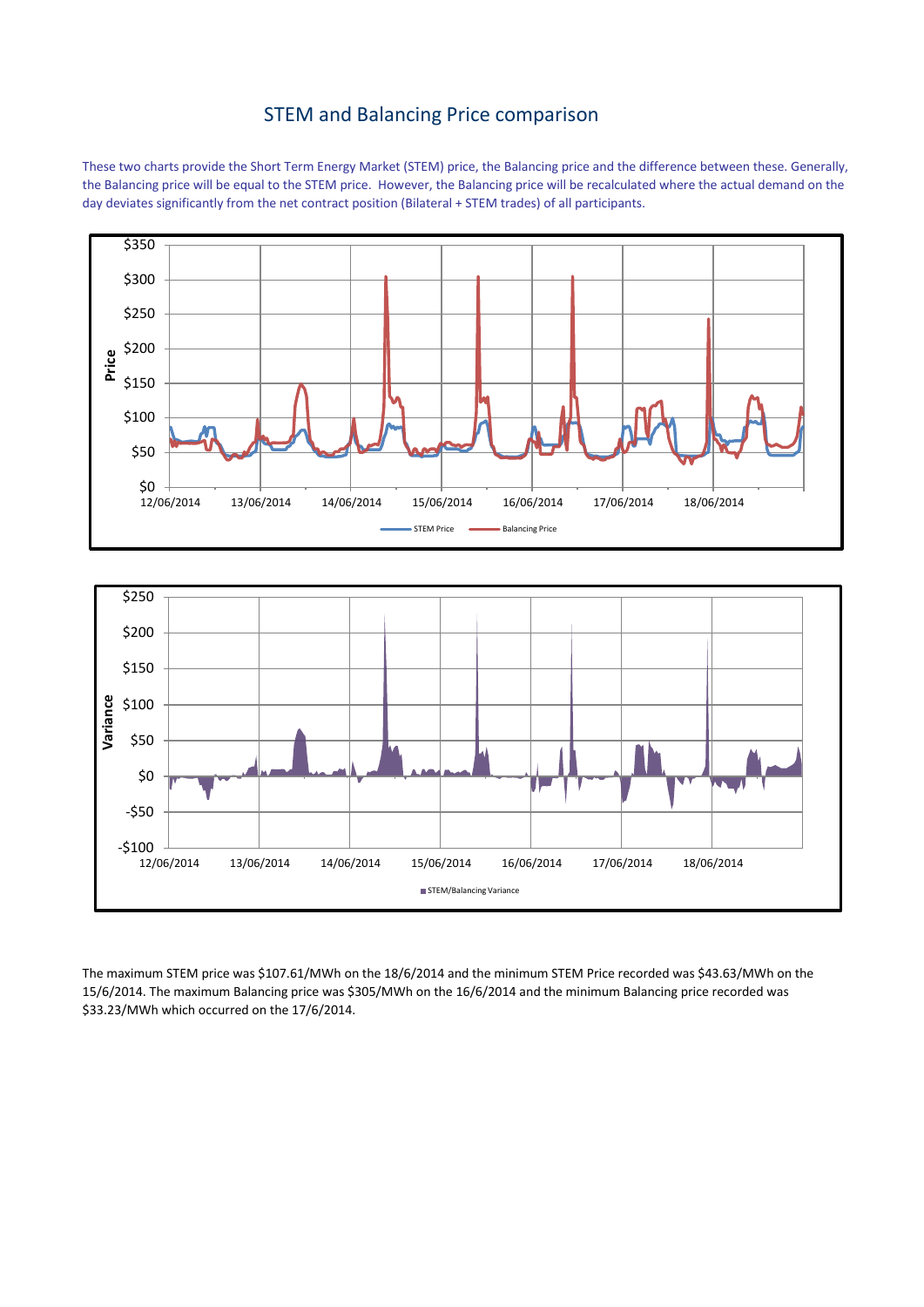# STEM and Balancing Price comparison

These two charts provide the Short Term Energy Market (STEM) price, the Balancing price and the difference between these. Generally, the Balancing price will be equal to the STEM price. However, the Balancing price will be recalculated where the actual demand on the day deviates significantly from the net contract position (Bilateral + STEM trades) of all participants.

Price

$350
$300
$250
$200
$150
$100
$50
$0

12/06/2014
13/06/2014
14/06/2014
15/06/2014
16/06/2014
17/06/2014
18/06/2014

STEM Price
Balancing Price

Variance

$250
$200
$150
$100
$50
$0
-$50
-$100

12/06/2014
13/06/2014
14/06/2014
15/06/2014
16/06/2014
17/06/2014
18/06/2014

STEM/Balancing Variance

The maximum STEM price was $107.61/MWh on the 18/6/2014 and the minimum STEM Price recorded was $43.63/MWh on the 15/6/2014. The maximum Balancing price was $305/MWh on the 16/6/2014 and the minimum Balancing price recorded was $33.23/MWh which occurred on the 17/6/2014.